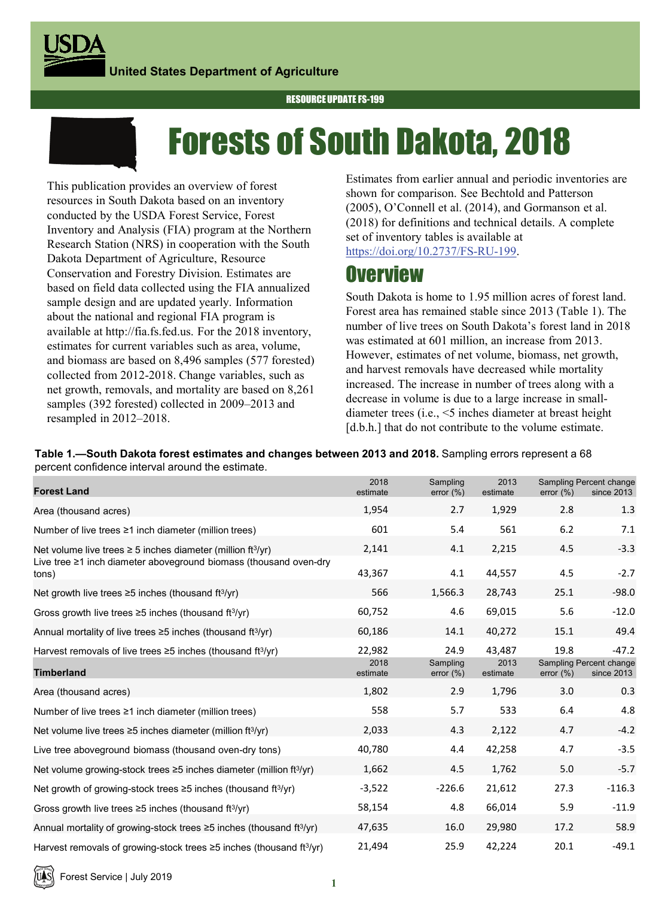United States Department of Agriculture

RESOURCE UPDATE FS-199

# Forests of South Dakota, 2018

This publication provides an overview of forest resources in South Dakota based on an inventory conducted by the USDA Forest Service, Forest Inventory and Analysis (FIA) program at the Northern Research Station (NRS) in cooperation with the South Dakota Department of Agriculture, Resource Conservation and Forestry Division. Estimates are based on field data collected using the FIA annualized sample design and are updated yearly. Information about the national and regional FIA program is available at http://fia.fs.fed.us. For the 2018 inventory, estimates for current variables such as area, volume, and biomass are based on 8,496 samples (577 forested) collected from 2012-2018. Change variables, such as net growth, removals, and mortality are based on 8,261 samples (392 forested) collected in 2009–2013 and resampled in 2012–2018.

Estimates from earlier annual and periodic inventories are shown for comparison. See Bechtold and Patterson (2005), O'Connell et al. (2014), and Gormanson et al. (2018) for definitions and technical details. A complete set of inventory tables is available at https://doi.org/10.2737/FS-RU-199.

## Overview

South Dakota is home to 1.95 million acres of forest land. Forest area has remained stable since 2013 (Table 1). The number of live trees on South Dakota's forest land in 2018 was estimated at 601 million, an increase from 2013. However, estimates of net volume, biomass, net growth, and harvest removals have decreased while mortality increased. The increase in number of trees along with a decrease in volume is due to a large increase in small-diameter trees (i.e., <5 inches diameter at breast height [d.b.h.] that do not contribute to the volume estimate.

**Table 1.—South Dakota forest estimates and changes between 2013 and 2018.** Sampling errors represent a 68 percent confidence interval around the estimate.

| Forest Land | 2018 estimate | Sampling error (%) | 2013 estimate | Sampling error (%) | Percent change since 2013 |
|---|---|---|---|---|---|
| Area (thousand acres) | 1,954 | 2.7 | 1,929 | 2.8 | 1.3 |
| Number of live trees ≥1 inch diameter (million trees) | 601 | 5.4 | 561 | 6.2 | 7.1 |
| Net volume live trees ≥ 5 inches diameter (million ft³/yr) | 2,141 | 4.1 | 2,215 | 4.5 | -3.3 |
| Live tree ≥1 inch diameter aboveground biomass (thousand oven-dry tons) | 43,367 | 4.1 | 44,557 | 4.5 | -2.7 |
| Net growth live trees ≥5 inches (thousand ft³/yr) | 566 | 1,566.3 | 28,743 | 25.1 | -98.0 |
| Gross growth live trees ≥5 inches (thousand ft³/yr) | 60,752 | 4.6 | 69,015 | 5.6 | -12.0 |
| Annual mortality of live trees ≥5 inches (thousand ft³/yr) | 60,186 | 14.1 | 40,272 | 15.1 | 49.4 |
| Harvest removals of live trees ≥5 inches (thousand ft³/yr) | 22,982 | 24.9 | 43,487 | 19.8 | -47.2 |
| **Timberland** | **2018 estimate** | **Sampling error (%)** | **2013 estimate** | **Sampling error (%)** | **Percent change since 2013** |
| Area (thousand acres) | 1,802 | 2.9 | 1,796 | 3.0 | 0.3 |
| Number of live trees ≥1 inch diameter (million trees) | 558 | 5.7 | 533 | 6.4 | 4.8 |
| Net volume live trees ≥5 inches diameter (million ft³/yr) | 2,033 | 4.3 | 2,122 | 4.7 | -4.2 |
| Live tree aboveground biomass (thousand oven-dry tons) | 40,780 | 4.4 | 42,258 | 4.7 | -3.5 |
| Net volume growing-stock trees ≥5 inches diameter (million ft³/yr) | 1,662 | 4.5 | 1,762 | 5.0 | -5.7 |
| Net growth of growing-stock trees ≥5 inches (thousand ft³/yr) | -3,522 | -226.6 | 21,612 | 27.3 | -116.3 |
| Gross growth live trees ≥5 inches (thousand ft³/yr) | 58,154 | 4.8 | 66,014 | 5.9 | -11.9 |
| Annual mortality of growing-stock trees ≥5 inches (thousand ft³/yr) | 47,635 | 16.0 | 29,980 | 17.2 | 58.9 |
| Harvest removals of growing-stock trees ≥5 inches (thousand ft³/yr) | 21,494 | 25.9 | 42,224 | 20.1 | -49.1 |

Forest Service | July 2019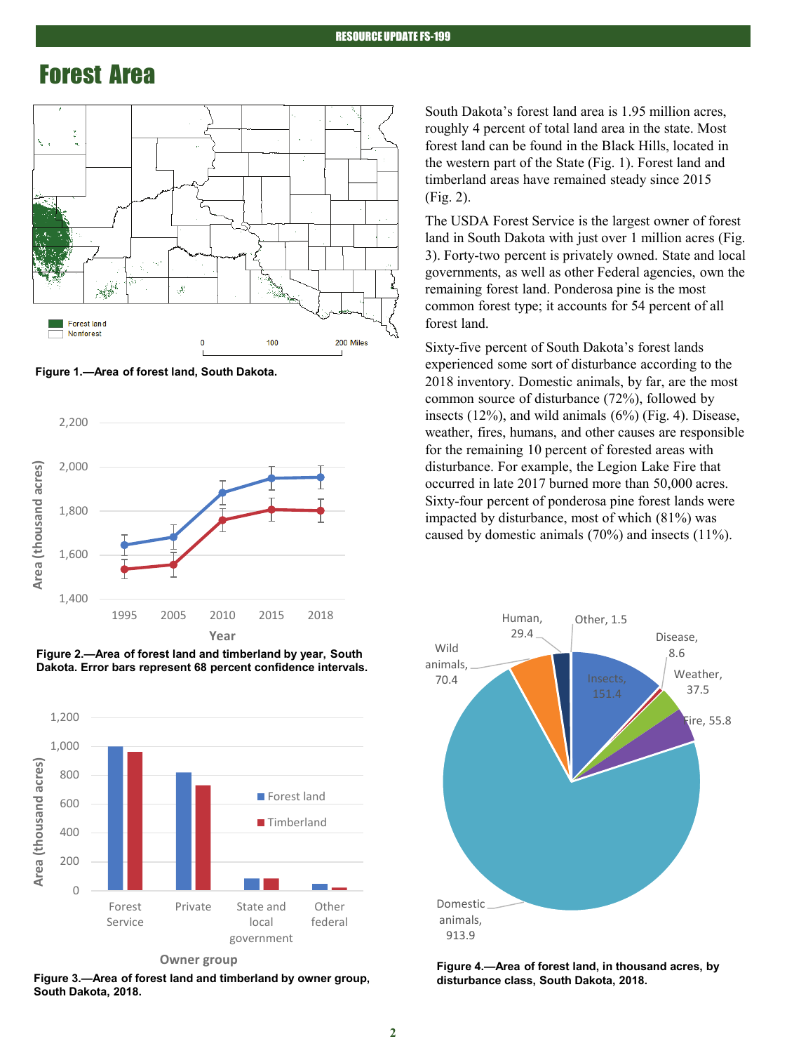# Forest Area

South Dakota's forest land area is 1.95 million acres, roughly 4 percent of total land area in the state. Most forest land can be found in the Black Hills, located in the western part of the State (Fig. 1). Forest land and timberland areas have remained steady since 2015 (Fig. 2).

The USDA Forest Service is the largest owner of forest land in South Dakota with just over 1 million acres (Fig. 3). Forty-two percent is privately owned. State and local governments, as well as other Federal agencies, own the remaining forest land. Ponderosa pine is the most common forest type; it accounts for 54 percent of all forest land.

Sixty-five percent of South Dakota's forest lands experienced some sort of disturbance according to the 2018 inventory. Domestic animals, by far, are the most common source of disturbance (72%), followed by insects (12%), and wild animals (6%) (Fig. 4). Disease, weather, fires, humans, and other causes are responsible for the remaining 10 percent of forested areas with disturbance. For example, the Legion Lake Fire that occurred in late 2017 burned more than 50,000 acres. Sixty-four percent of ponderosa pine forest lands were impacted by disturbance, most of which (81%) was caused by domestic animals (70%) and insects (11%).

**Figure 1.—Area of forest land, South Dakota.**

**Figure 2.—Area of forest land and timberland by year, South Dakota. Error bars represent 68 percent confidence intervals.**

**Figure 3.—Area of forest land and timberland by owner group, South Dakota, 2018.**

**Figure 4.—Area of forest land, in thousand acres, by disturbance class, South Dakota, 2018.**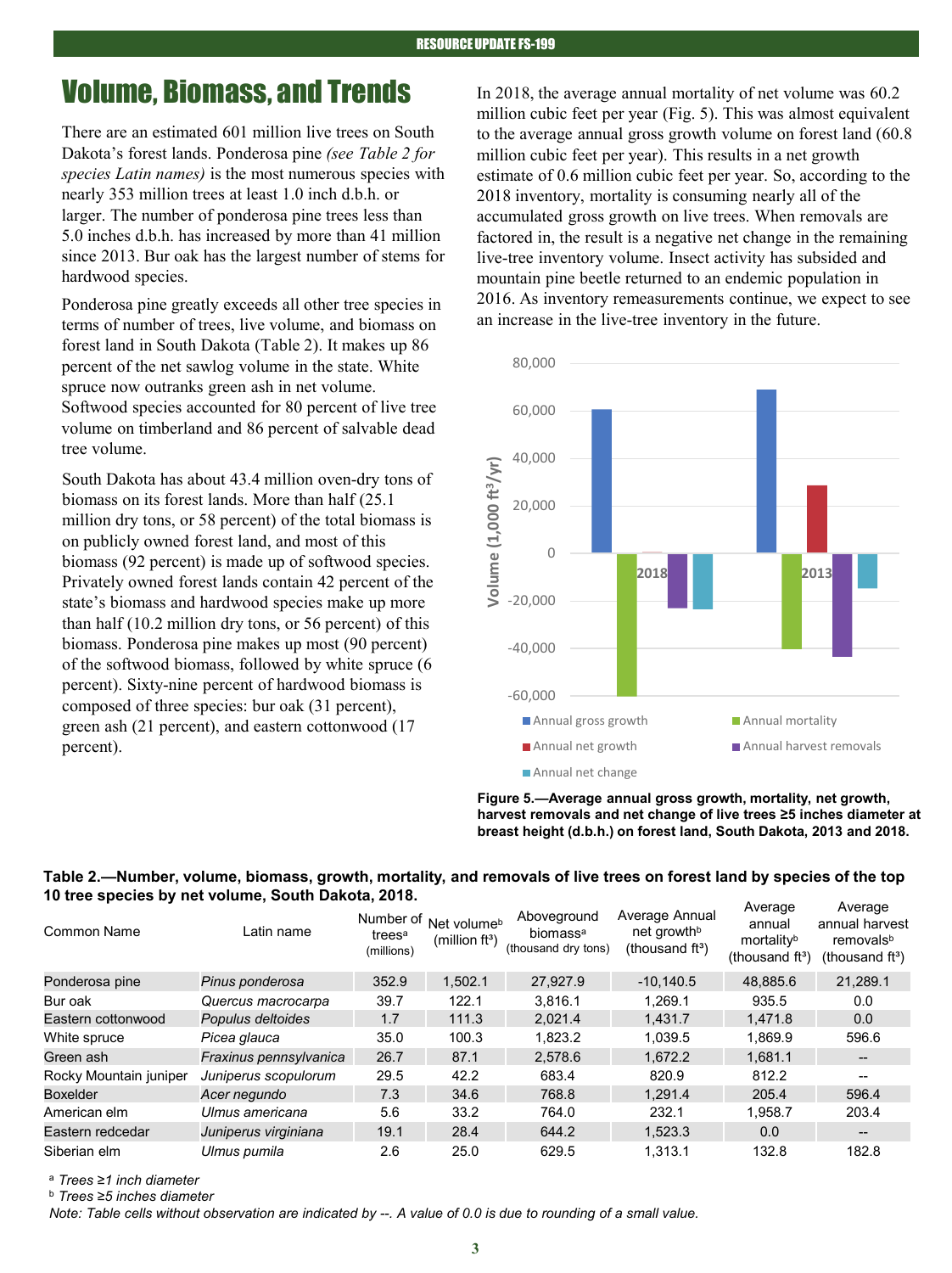# Volume, Biomass, and Trends

There are an estimated 601 million live trees on South Dakota's forest lands. Ponderosa pine *(see Table 2 for species Latin names)* is the most numerous species with nearly 353 million trees at least 1.0 inch d.b.h. or larger. The number of ponderosa pine trees less than 5.0 inches d.b.h. has increased by more than 41 million since 2013. Bur oak has the largest number of stems for hardwood species.

Ponderosa pine greatly exceeds all other tree species in terms of number of trees, live volume, and biomass on forest land in South Dakota (Table 2). It makes up 86 percent of the net sawlog volume in the state. White spruce now outranks green ash in net volume. Softwood species accounted for 80 percent of live tree volume on timberland and 86 percent of salvable dead tree volume.

South Dakota has about 43.4 million oven-dry tons of biomass on its forest lands. More than half (25.1 million dry tons, or 58 percent) of the total biomass is on publicly owned forest land, and most of this biomass (92 percent) is made up of softwood species. Privately owned forest lands contain 42 percent of the state's biomass and hardwood species make up more than half (10.2 million dry tons, or 56 percent) of this biomass. Ponderosa pine makes up most (90 percent) of the softwood biomass, followed by white spruce (6 percent). Sixty-nine percent of hardwood biomass is composed of three species: bur oak (31 percent), green ash (21 percent), and eastern cottonwood (17 percent).

In 2018, the average annual mortality of net volume was 60.2 million cubic feet per year (Fig. 5). This was almost equivalent to the average annual gross growth volume on forest land (60.8 million cubic feet per year). This results in a net growth estimate of 0.6 million cubic feet per year. So, according to the 2018 inventory, mortality is consuming nearly all of the accumulated gross growth on live trees. When removals are factored in, the result is a negative net change in the remaining live-tree inventory volume. Insect activity has subsided and mountain pine beetle returned to an endemic population in 2016. As inventory remeasurements continue, we expect to see an increase in the live-tree inventory in the future.

**Figure 5.—Average annual gross growth, mortality, net growth, harvest removals and net change of live trees ≥5 inches diameter at breast height (d.b.h.) on forest land, South Dakota, 2013 and 2018.**

**Table 2.—Number, volume, biomass, growth, mortality, and removals of live trees on forest land by species of the top 10 tree species by net volume, South Dakota, 2018.**

| Common Name | Latin name | Number of trees[a] (millions) | Net volume[b] (million ft³) | Aboveground biomass[a] (thousand dry tons) | Average Annual net growth[b] (thousand ft³) | Average annual mortality[b] (thousand ft³) | Average annual harvest removals[b] (thousand ft³) |
|---|---|---|---|---|---|---|---|
| Ponderosa pine | *Pinus ponderosa* | 352.9 | 1,502.1 | 27,927.9 | -10,140.5 | 48,885.6 | 21,289.1 |
| Bur oak | *Quercus macrocarpa* | 39.7 | 122.1 | 3,816.1 | 1,269.1 | 935.5 | 0.0 |
| Eastern cottonwood | *Populus deltoides* | 1.7 | 111.3 | 2,021.4 | 1,431.7 | 1,471.8 | 0.0 |
| White spruce | *Picea glauca* | 35.0 | 100.3 | 1,823.2 | 1,039.5 | 1,869.9 | 596.6 |
| Green ash | *Fraxinus pennsylvanica* | 26.7 | 87.1 | 2,578.6 | 1,672.2 | 1,681.1 | -- |
| Rocky Mountain juniper | *Juniperus scopulorum* | 29.5 | 42.2 | 683.4 | 820.9 | 812.2 | -- |
| Boxelder | *Acer negundo* | 7.3 | 34.6 | 768.8 | 1,291.4 | 205.4 | 596.4 |
| American elm | *Ulmus americana* | 5.6 | 33.2 | 764.0 | 232.1 | 1,958.7 | 203.4 |
| Eastern redcedar | *Juniperus virginiana* | 19.1 | 28.4 | 644.2 | 1,523.3 | 0.0 | -- |
| Siberian elm | *Ulmus pumila* | 2.6 | 25.0 | 629.5 | 1,313.1 | 132.8 | 182.8 |

[a] *Trees ≥1 inch diameter*
[b] *Trees ≥5 inches diameter*
*Note: Table cells without observation are indicated by --. A value of 0.0 is due to rounding of a small value.*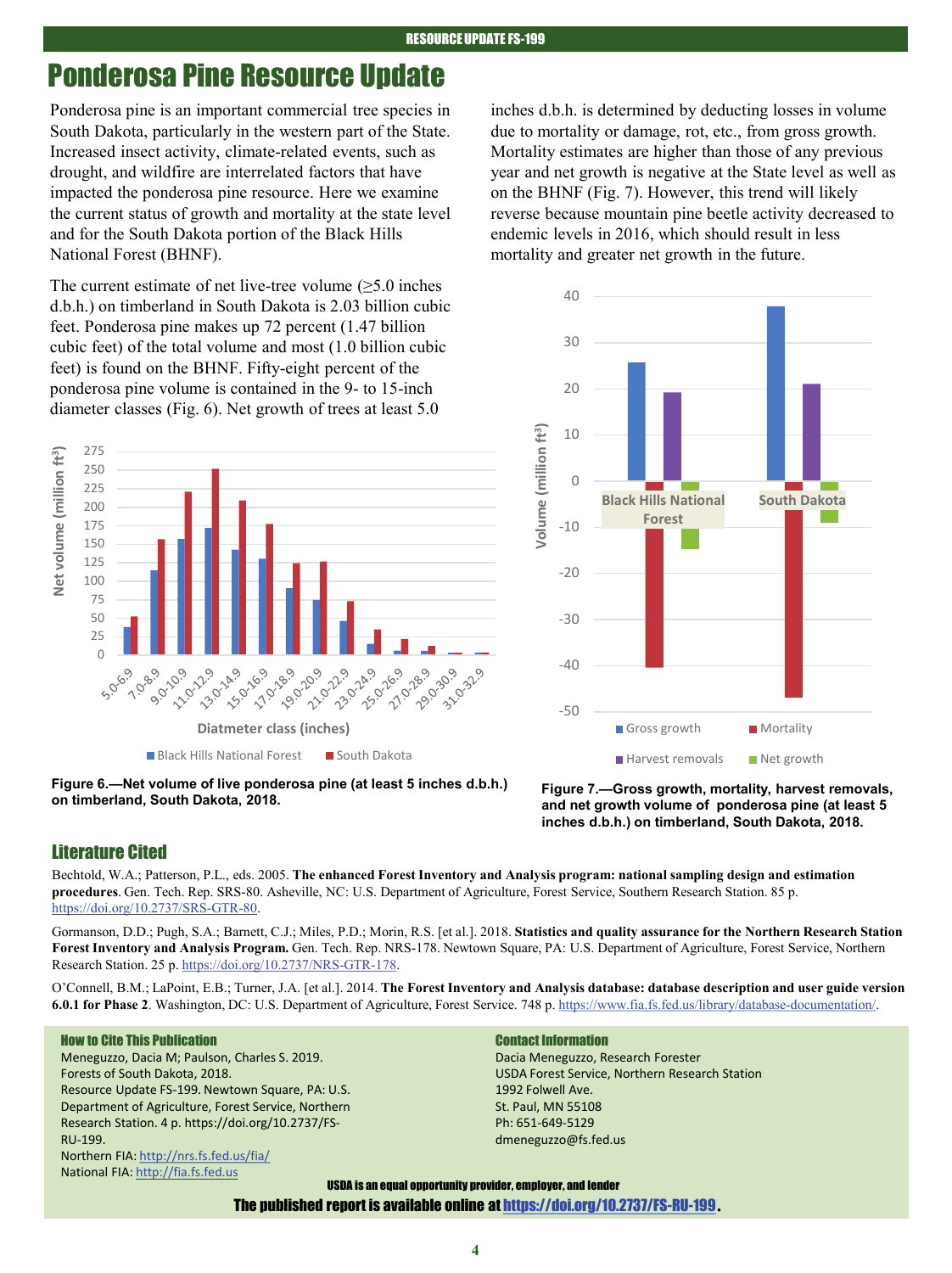RESOURCE UPDATE FS-199

# Ponderosa Pine Resource Update

Ponderosa pine is an important commercial tree species in South Dakota, particularly in the western part of the State. Increased insect activity, climate-related events, such as drought, and wildfire are interrelated factors that have impacted the ponderosa pine resource. Here we examine the current status of growth and mortality at the state level and for the South Dakota portion of the Black Hills National Forest (BHNF).

The current estimate of net live-tree volume (≥5.0 inches d.b.h.) on timberland in South Dakota is 2.03 billion cubic feet. Ponderosa pine makes up 72 percent (1.47 billion cubic feet) of the total volume and most (1.0 billion cubic feet) is found on the BHNF. Fifty-eight percent of the ponderosa pine volume is contained in the 9- to 15-inch diameter classes (Fig. 6). Net growth of trees at least 5.0 inches d.b.h. is determined by deducting losses in volume due to mortality or damage, rot, etc., from gross growth. Mortality estimates are higher than those of any previous year and net growth is negative at the State level as well as on the BHNF (Fig. 7). However, this trend will likely reverse because mountain pine beetle activity decreased to endemic levels in 2016, which should result in less mortality and greater net growth in the future.

Net volume (million ft$^3$)

275
250
225
200
175
150
125
100
75
50
25
0

5.0-6.9, 7.0-8.9, 9.0-10.9, 11.0-12.9, 13.0-14.9, 15.0-16.9, 17.0-18.9, 19.0-20.9, 21.0-22.9, 23.0-24.9, 25.0-26.9, 27.0-28.9, 29.0-30.9, 31.0-32.9

Diatmeter class (inches)

Black Hills National Forest
South Dakota

**Figure 6.—Net volume of live ponderosa pine (at least 5 inches d.b.h.) on timberland, South Dakota, 2018.**

Volume (million ft$^3$)

40
30
20
10
0
-10
-20
-30
-40
-50

Black Hills National Forest
South Dakota

Gross growth
Mortality
Harvest removals
Net growth

**Figure 7.—Gross growth, mortality, harvest removals, and net growth volume of ponderosa pine (at least 5 inches d.b.h.) on timberland, South Dakota, 2018.**

## Literature Cited

Bechtold, W.A.; Patterson, P.L., eds. 2005. **The enhanced Forest Inventory and Analysis program: national sampling design and estimation procedures**. Gen. Tech. Rep. SRS-80. Asheville, NC: U.S. Department of Agriculture, Forest Service, Southern Research Station. 85 p. https://doi.org/10.2737/SRS-GTR-80.

Gormanson, D.D.; Pugh, S.A.; Barnett, C.J.; Miles, P.D.; Morin, R.S. [et al.]. 2018. **Statistics and quality assurance for the Northern Research Station Forest Inventory and Analysis Program.** Gen. Tech. Rep. NRS-178. Newtown Square, PA: U.S. Department of Agriculture, Forest Service, Northern Research Station. 25 p. https://doi.org/10.2737/NRS-GTR-178.

O'Connell, B.M.; LaPoint, E.B.; Turner, J.A. [et al.]. 2014. **The Forest Inventory and Analysis database: database description and user guide version 6.0.1 for Phase 2**. Washington, DC: U.S. Department of Agriculture, Forest Service. 748 p. https://www.fia.fs.fed.us/library/database-documentation/.

### How to Cite This Publication

Meneguzzo, Dacia M; Paulson, Charles S. 2019. Forests of South Dakota, 2018. Resource Update FS-199. Newtown Square, PA: U.S. Department of Agriculture, Forest Service, Northern Research Station. 4 p. https://doi.org/10.2737/FS-RU-199.

Northern FIA: http://nrs.fs.fed.us/fia/

National FIA: http://fia.fs.fed.us

### Contact Information

Dacia Meneguzzo, Research Forester
USDA Forest Service, Northern Research Station
1992 Folwell Ave.
St. Paul, MN 55108
Ph: 651-649-5129
dmeneguzzo@fs.fed.us

**USDA is an equal opportunity provider, employer, and lender**

**The published report is available online at https://doi.org/10.2737/FS-RU-199.**